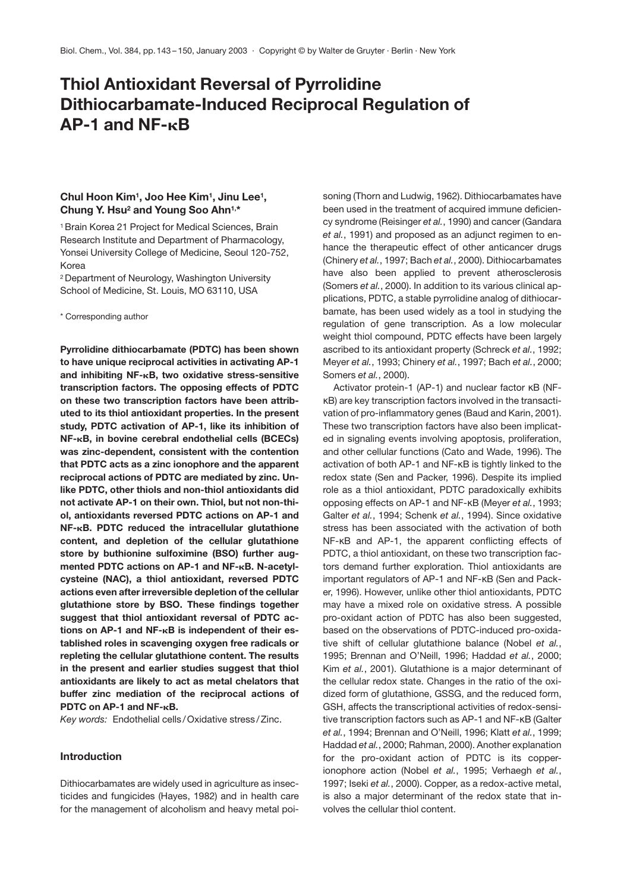# Thiol Antioxidant Reversal of Pyrrolidine Dithiocarbamate-Induced Reciprocal Regulation of AP-1 and NF-κB

**Chul Hoon Kim[1], Joo Hee Kim[1], Jinu Lee[1], Chung Y. Hsu[2] and Young Soo Ahn[1,*]**

[1] Brain Korea 21 Project for Medical Sciences, Brain Research Institute and Department of Pharmacology, Yonsei University College of Medicine, Seoul 120-752, Korea

[2] Department of Neurology, Washington University School of Medicine, St. Louis, MO 63110, USA

* Corresponding author

**Pyrrolidine dithiocarbamate (PDTC) has been shown to have unique reciprocal activities in activating AP-1 and inhibiting NF-κB, two oxidative stress-sensitive transcription factors. The opposing effects of PDTC on these two transcription factors have been attributed to its thiol antioxidant properties. In the present study, PDTC activation of AP-1, like its inhibition of NF-κB, in bovine cerebral endothelial cells (BCECs) was zinc-dependent, consistent with the contention that PDTC acts as a zinc ionophore and the apparent reciprocal actions of PDTC are mediated by zinc. Unlike PDTC, other thiols and non-thiol antioxidants did not activate AP-1 on their own. Thiol, but not non-thiol, antioxidants reversed PDTC actions on AP-1 and NF-κB. PDTC reduced the intracellular glutathione content, and depletion of the cellular glutathione store by buthionine sulfoximine (BSO) further augmented PDTC actions on AP-1 and NF-κB. N-acetylcysteine (NAC), a thiol antioxidant, reversed PDTC actions even after irreversible depletion of the cellular glutathione store by BSO. These findings together suggest that thiol antioxidant reversal of PDTC actions on AP-1 and NF-κB is independent of their established roles in scavenging oxygen free radicals or repleting the cellular glutathione content. The results in the present and earlier studies suggest that thiol antioxidants are likely to act as metal chelators that buffer zinc mediation of the reciprocal actions of PDTC on AP-1 and NF-κB.**

*Key words:* Endothelial cells / Oxidative stress / Zinc.

## Introduction

Dithiocarbamates are widely used in agriculture as insecticides and fungicides (Hayes, 1982) and in health care for the management of alcoholism and heavy metal poisoning (Thorn and Ludwig, 1962). Dithiocarbamates have been used in the treatment of acquired immune deficiency syndrome (Reisinger *et al.*, 1990) and cancer (Gandara *et al.*, 1991) and proposed as an adjunct regimen to enhance the therapeutic effect of other anticancer drugs (Chinery *et al.*, 1997; Bach *et al.*, 2000). Dithiocarbamates have also been applied to prevent atherosclerosis (Somers *et al.*, 2000). In addition to its various clinical applications, PDTC, a stable pyrrolidine analog of dithiocarbamate, has been used widely as a tool in studying the regulation of gene transcription. As a low molecular weight thiol compound, PDTC effects have been largely ascribed to its antioxidant property (Schreck *et al.*, 1992; Meyer *et al.*, 1993; Chinery *et al.*, 1997; Bach *et al.*, 2000; Somers *et al.*, 2000).

Activator protein-1 (AP-1) and nuclear factor κB (NF-κB) are key transcription factors involved in the transactivation of pro-inflammatory genes (Baud and Karin, 2001). These two transcription factors have also been implicated in signaling events involving apoptosis, proliferation, and other cellular functions (Cato and Wade, 1996). The activation of both AP-1 and NF-κB is tightly linked to the redox state (Sen and Packer, 1996). Despite its implied role as a thiol antioxidant, PDTC paradoxically exhibits opposing effects on AP-1 and NF-κB (Meyer *et al.*, 1993; Galter *et al.*, 1994; Schenk *et al.*, 1994). Since oxidative stress has been associated with the activation of both NF-κB and AP-1, the apparent conflicting effects of PDTC, a thiol antioxidant, on these two transcription factors demand further exploration. Thiol antioxidants are important regulators of AP-1 and NF-κB (Sen and Packer, 1996). However, unlike other thiol antioxidants, PDTC may have a mixed role on oxidative stress. A possible pro-oxidant action of PDTC has also been suggested, based on the observations of PDTC-induced pro-oxidative shift of cellular glutathione balance (Nobel *et al.*, 1995; Brennan and O'Neill, 1996; Haddad *et al.*, 2000; Kim *et al.*, 2001). Glutathione is a major determinant of the cellular redox state. Changes in the ratio of the oxidized form of glutathione, GSSG, and the reduced form, GSH, affects the transcriptional activities of redox-sensitive transcription factors such as AP-1 and NF-κB (Galter *et al.*, 1994; Brennan and O'Neill, 1996; Klatt *et al.*, 1999; Haddad *et al.*, 2000; Rahman, 2000). Another explanation for the pro-oxidant action of PDTC is its copper-ionophore action (Nobel *et al.*, 1995; Verhaegh *et al.*, 1997; Iseki *et al.*, 2000). Copper, as a redox-active metal, is also a major determinant of the redox state that involves the cellular thiol content.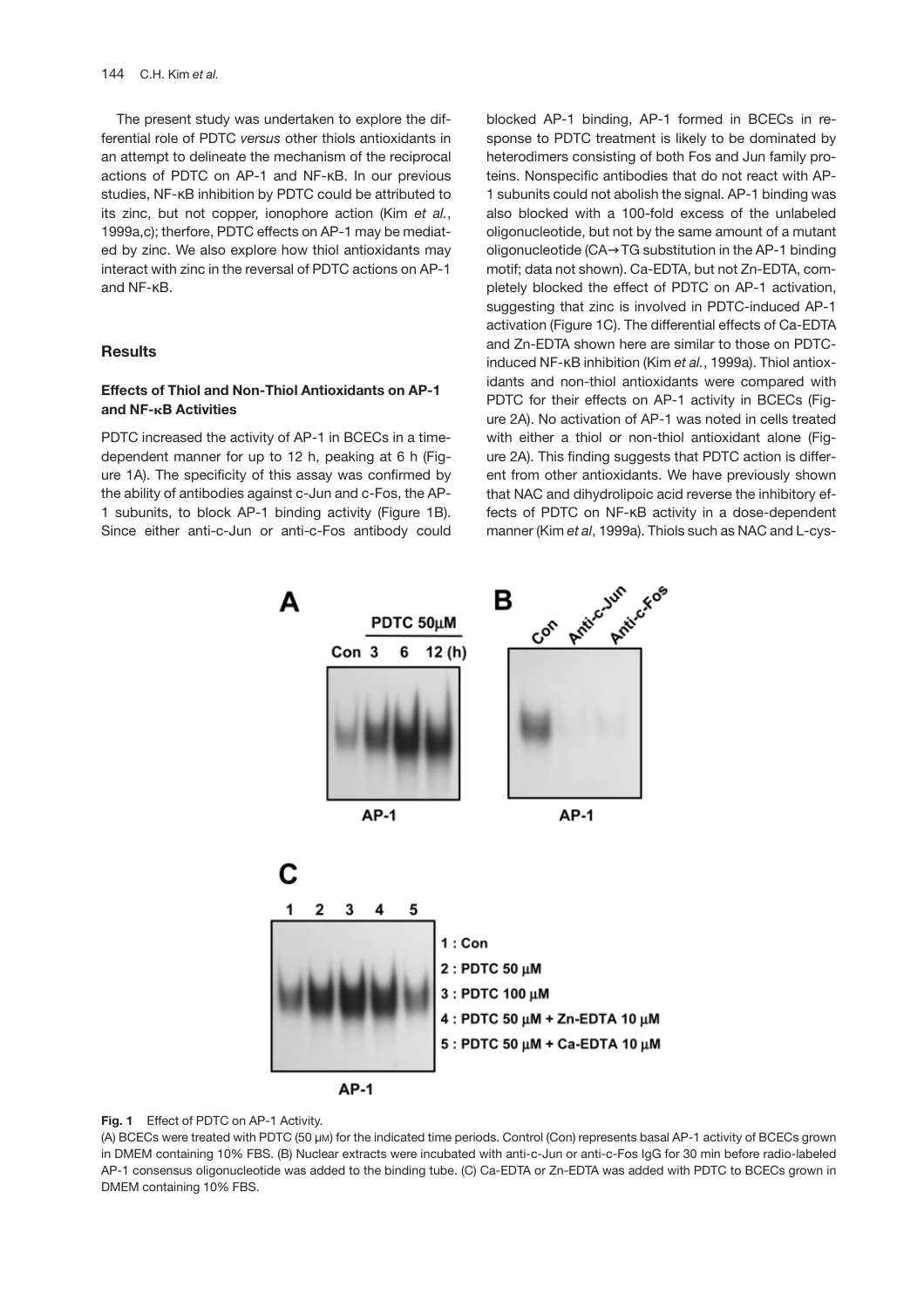The present study was undertaken to explore the differential role of PDTC *versus* other thiols antioxidants in an attempt to delineate the mechanism of the reciprocal actions of PDTC on AP-1 and NF-κB. In our previous studies, NF-κB inhibition by PDTC could be attributed to its zinc, but not copper, ionophore action (Kim *et al.*, 1999a,c); therfore, PDTC effects on AP-1 may be mediated by zinc. We also explore how thiol antioxidants may interact with zinc in the reversal of PDTC actions on AP-1 and NF-κB.

## Results

### Effects of Thiol and Non-Thiol Antioxidants on AP-1 and NF-κB Activities

PDTC increased the activity of AP-1 in BCECs in a time-dependent manner for up to 12 h, peaking at 6 h (Figure 1A). The specificity of this assay was confirmed by the ability of antibodies against c-Jun and c-Fos, the AP-1 subunits, to block AP-1 binding activity (Figure 1B). Since either anti-c-Jun or anti-c-Fos antibody could blocked AP-1 binding, AP-1 formed in BCECs in response to PDTC treatment is likely to be dominated by heterodimers consisting of both Fos and Jun family proteins. Nonspecific antibodies that do not react with AP-1 subunits could not abolish the signal. AP-1 binding was also blocked with a 100-fold excess of the unlabeled oligonucleotide, but not by the same amount of a mutant oligonucleotide (CA→TG substitution in the AP-1 binding motif; data not shown). Ca-EDTA, but not Zn-EDTA, completely blocked the effect of PDTC on AP-1 activation, suggesting that zinc is involved in PDTC-induced AP-1 activation (Figure 1C). The differential effects of Ca-EDTA and Zn-EDTA shown here are similar to those on PDTC-induced NF-κB inhibition (Kim *et al.*, 1999a). Thiol antioxidants and non-thiol antioxidants were compared with PDTC for their effects on AP-1 activity in BCECs (Figure 2A). No activation of AP-1 was noted in cells treated with either a thiol or non-thiol antioxidant alone (Figure 2A). This finding suggests that PDTC action is different from other antioxidants. We have previously shown that NAC and dihydrolipoic acid reverse the inhibitory effects of PDTC on NF-κB activity in a dose-dependent manner (Kim *et al*, 1999a). Thiols such as NAC and L-cys-

**Fig. 1** Effect of PDTC on AP-1 Activity.

(A) BCECs were treated with PDTC (50 μM) for the indicated time periods. Control (Con) represents basal AP-1 activity of BCECs grown in DMEM containing 10% FBS. (B) Nuclear extracts were incubated with anti-c-Jun or anti-c-Fos IgG for 30 min before radio-labeled AP-1 consensus oligonucleotide was added to the binding tube. (C) Ca-EDTA or Zn-EDTA was added with PDTC to BCECs grown in DMEM containing 10% FBS.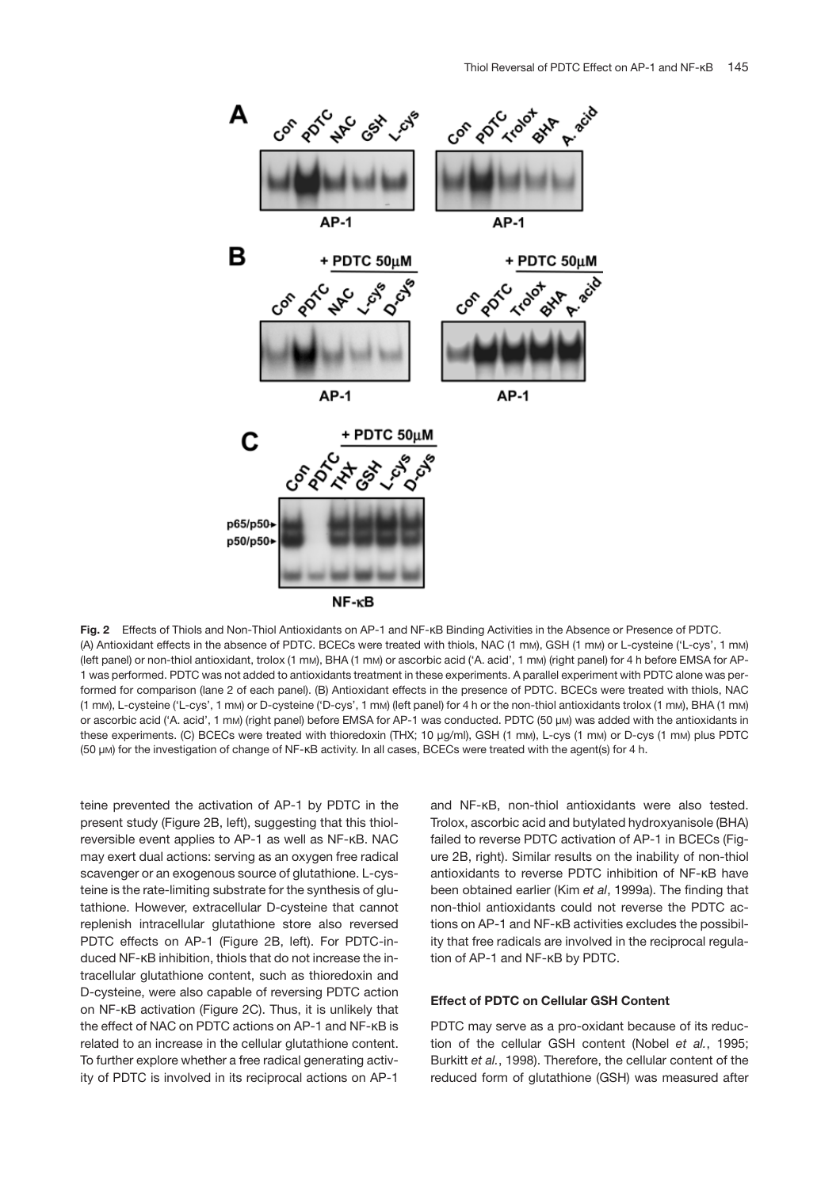**Fig. 2** Effects of Thiols and Non-Thiol Antioxidants on AP-1 and NF-κB Binding Activities in the Absence or Presence of PDTC.
(A) Antioxidant effects in the absence of PDTC. BCECs were treated with thiols, NAC (1 mM), GSH (1 mM) or L-cysteine ('L-cys', 1 mM) (left panel) or non-thiol antioxidant, trolox (1 mM), BHA (1 mM) or ascorbic acid ('A. acid', 1 mM) (right panel) for 4 h before EMSA for AP-1 was performed. PDTC was not added to antioxidants treatment in these experiments. A parallel experiment with PDTC alone was performed for comparison (lane 2 of each panel). (B) Antioxidant effects in the presence of PDTC. BCECs were treated with thiols, NAC (1 mM), L-cysteine ('L-cys', 1 mM) or D-cysteine ('D-cys', 1 mM) (left panel) for 4 h or the non-thiol antioxidants trolox (1 mM), BHA (1 mM) or ascorbic acid ('A. acid', 1 mM) (right panel) before EMSA for AP-1 was conducted. PDTC (50 μM) was added with the antioxidants in these experiments. (C) BCECs were treated with thioredoxin (THX; 10 μg/ml), GSH (1 mM), L-cys (1 mM) or D-cys (1 mM) plus PDTC (50 μM) for the investigation of change of NF-κB activity. In all cases, BCECs were treated with the agent(s) for 4 h.

teine prevented the activation of AP-1 by PDTC in the present study (Figure 2B, left), suggesting that this thiol-reversible event applies to AP-1 as well as NF-κB. NAC may exert dual actions: serving as an oxygen free radical scavenger or an exogenous source of glutathione. L-cysteine is the rate-limiting substrate for the synthesis of glutathione. However, extracellular D-cysteine that cannot replenish intracellular glutathione store also reversed PDTC effects on AP-1 (Figure 2B, left). For PDTC-induced NF-κB inhibition, thiols that do not increase the intracellular glutathione content, such as thioredoxin and D-cysteine, were also capable of reversing PDTC action on NF-κB activation (Figure 2C). Thus, it is unlikely that the effect of NAC on PDTC actions on AP-1 and NF-κB is related to an increase in the cellular glutathione content. To further explore whether a free radical generating activity of PDTC is involved in its reciprocal actions on AP-1 and NF-κB, non-thiol antioxidants were also tested. Trolox, ascorbic acid and butylated hydroxyanisole (BHA) failed to reverse PDTC activation of AP-1 in BCECs (Figure 2B, right). Similar results on the inability of non-thiol antioxidants to reverse PDTC inhibition of NF-κB have been obtained earlier (Kim *et al*, 1999a). The finding that non-thiol antioxidants could not reverse the PDTC actions on AP-1 and NF-κB activities excludes the possibility that free radicals are involved in the reciprocal regulation of AP-1 and NF-κB by PDTC.

### Effect of PDTC on Cellular GSH Content

PDTC may serve as a pro-oxidant because of its reduction of the cellular GSH content (Nobel *et al.*, 1995; Burkitt *et al.*, 1998). Therefore, the cellular content of the reduced form of glutathione (GSH) was measured after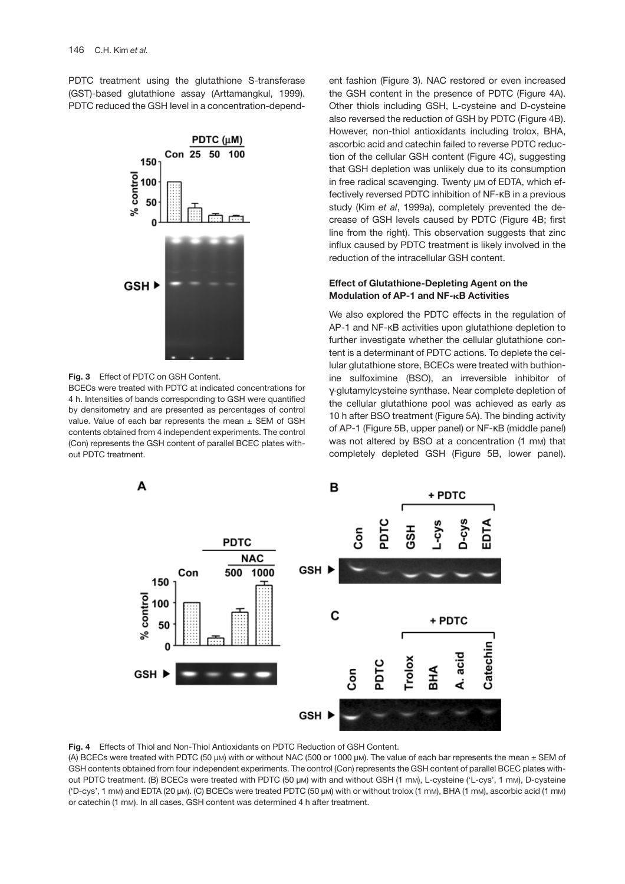PDTC treatment using the glutathione S-transferase (GST)-based glutathione assay (Arttamangkul, 1999). PDTC reduced the GSH level in a concentration-dependent fashion (Figure 3). NAC restored or even increased the GSH content in the presence of PDTC (Figure 4A). Other thiols including GSH, L-cysteine and D-cysteine also reversed the reduction of GSH by PDTC (Figure 4B). However, non-thiol antioxidants including trolox, BHA, ascorbic acid and catechin failed to reverse PDTC reduction of the cellular GSH content (Figure 4C), suggesting that GSH depletion was unlikely due to its consumption in free radical scavenging. Twenty μM of EDTA, which effectively reversed PDTC inhibition of NF-κB in a previous study (Kim *et al*, 1999a), completely prevented the decrease of GSH levels caused by PDTC (Figure 4B; first line from the right). This observation suggests that zinc influx caused by PDTC treatment is likely involved in the reduction of the intracellular GSH content.

**Fig. 3** Effect of PDTC on GSH Content.
BCECs were treated with PDTC at indicated concentrations for 4 h. Intensities of bands corresponding to GSH were quantified by densitometry and are presented as percentages of control value. Value of each bar represents the mean ± SEM of GSH contents obtained from 4 independent experiments. The control (Con) represents the GSH content of parallel BCEC plates without PDTC treatment.

### Effect of Glutathione-Depleting Agent on the Modulation of AP-1 and NF-κB Activities

We also explored the PDTC effects in the regulation of AP-1 and NF-κB activities upon glutathione depletion to further investigate whether the cellular glutathione content is a determinant of PDTC actions. To deplete the cellular glutathione store, BCECs were treated with buthionine sulfoximine (BSO), an irreversible inhibitor of γ-glutamylcysteine synthase. Near complete depletion of the cellular glutathione pool was achieved as early as 10 h after BSO treatment (Figure 5A). The binding activity of AP-1 (Figure 5B, upper panel) or NF-κB (middle panel) was not altered by BSO at a concentration (1 mM) that completely depleted GSH (Figure 5B, lower panel).

**Fig. 4** Effects of Thiol and Non-Thiol Antioxidants on PDTC Reduction of GSH Content.
(A) BCECs were treated with PDTC (50 μM) with or without NAC (500 or 1000 μM). The value of each bar represents the mean ± SEM of GSH contents obtained from four independent experiments. The control (Con) represents the GSH content of parallel BCEC plates without PDTC treatment. (B) BCECs were treated with PDTC (50 μM) with and without GSH (1 mM), L-cysteine ('L-cys', 1 mM), D-cysteine ('D-cys', 1 mM) and EDTA (20 μM). (C) BCECs were treated PDTC (50 μM) with or without trolox (1 mM), BHA (1 mM), ascorbic acid (1 mM) or catechin (1 mM). In all cases, GSH content was determined 4 h after treatment.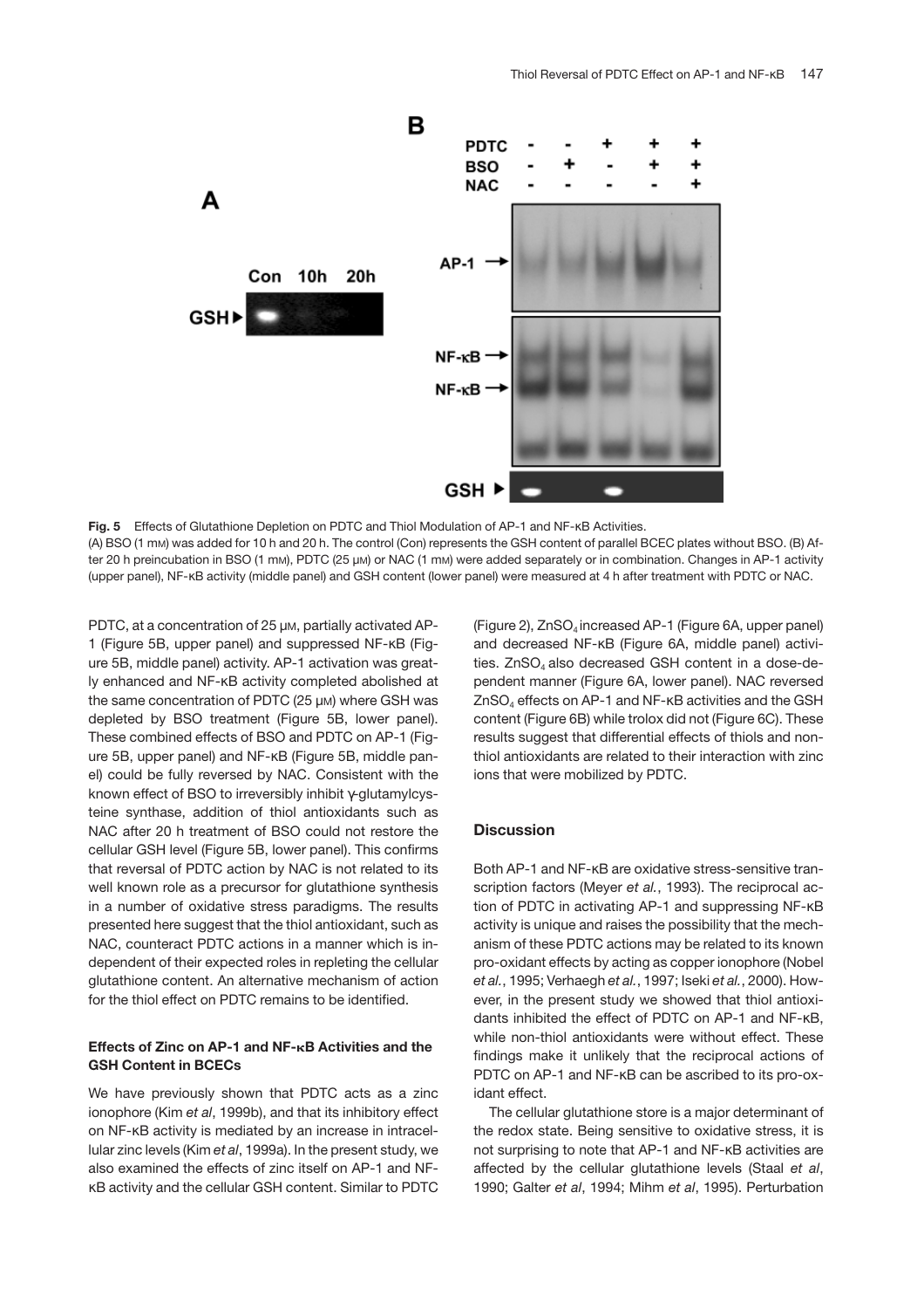**Fig. 5** Effects of Glutathione Depletion on PDTC and Thiol Modulation of AP-1 and NF-κB Activities.
(A) BSO (1 mM) was added for 10 h and 20 h. The control (Con) represents the GSH content of parallel BCEC plates without BSO. (B) After 20 h preincubation in BSO (1 mM), PDTC (25 μM) or NAC (1 mM) were added separately or in combination. Changes in AP-1 activity (upper panel), NF-κB activity (middle panel) and GSH content (lower panel) were measured at 4 h after treatment with PDTC or NAC.

PDTC, at a concentration of 25 μM, partially activated AP-1 (Figure 5B, upper panel) and suppressed NF-κB (Figure 5B, middle panel) activity. AP-1 activation was greatly enhanced and NF-κB activity completed abolished at the same concentration of PDTC (25 μM) where GSH was depleted by BSO treatment (Figure 5B, lower panel). These combined effects of BSO and PDTC on AP-1 (Figure 5B, upper panel) and NF-κB (Figure 5B, middle panel) could be fully reversed by NAC. Consistent with the known effect of BSO to irreversibly inhibit γ-glutamylcysteine synthase, addition of thiol antioxidants such as NAC after 20 h treatment of BSO could not restore the cellular GSH level (Figure 5B, lower panel). This confirms that reversal of PDTC action by NAC is not related to its well known role as a precursor for glutathione synthesis in a number of oxidative stress paradigms. The results presented here suggest that the thiol antioxidant, such as NAC, counteract PDTC actions in a manner which is independent of their expected roles in repleting the cellular glutathione content. An alternative mechanism of action for the thiol effect on PDTC remains to be identified.

### Effects of Zinc on AP-1 and NF-κB Activities and the GSH Content in BCECs

We have previously shown that PDTC acts as a zinc ionophore (Kim *et al*, 1999b), and that its inhibitory effect on NF-κB activity is mediated by an increase in intracellular zinc levels (Kim *et al*, 1999a). In the present study, we also examined the effects of zinc itself on AP-1 and NF-κB activity and the cellular GSH content. Similar to PDTC (Figure 2), $ZnSO_4$ increased AP-1 (Figure 6A, upper panel) and decreased NF-κB (Figure 6A, middle panel) activities. $ZnSO_4$ also decreased GSH content in a dose-dependent manner (Figure 6A, lower panel). NAC reversed $ZnSO_4$ effects on AP-1 and NF-κB activities and the GSH content (Figure 6B) while trolox did not (Figure 6C). These results suggest that differential effects of thiols and non-thiol antioxidants are related to their interaction with zinc ions that were mobilized by PDTC.

## Discussion

Both AP-1 and NF-κB are oxidative stress-sensitive transcription factors (Meyer *et al.*, 1993). The reciprocal action of PDTC in activating AP-1 and suppressing NF-κB activity is unique and raises the possibility that the mechanism of these PDTC actions may be related to its known pro-oxidant effects by acting as copper ionophore (Nobel *et al.*, 1995; Verhaegh *et al.*, 1997; Iseki *et al.*, 2000). However, in the present study we showed that thiol antioxidants inhibited the effect of PDTC on AP-1 and NF-κB, while non-thiol antioxidants were without effect. These findings make it unlikely that the reciprocal actions of PDTC on AP-1 and NF-κB can be ascribed to its pro-oxidant effect.

The cellular glutathione store is a major determinant of the redox state. Being sensitive to oxidative stress, it is not surprising to note that AP-1 and NF-κB activities are affected by the cellular glutathione levels (Staal *et al*, 1990; Galter *et al*, 1994; Mihm *et al*, 1995). Perturbation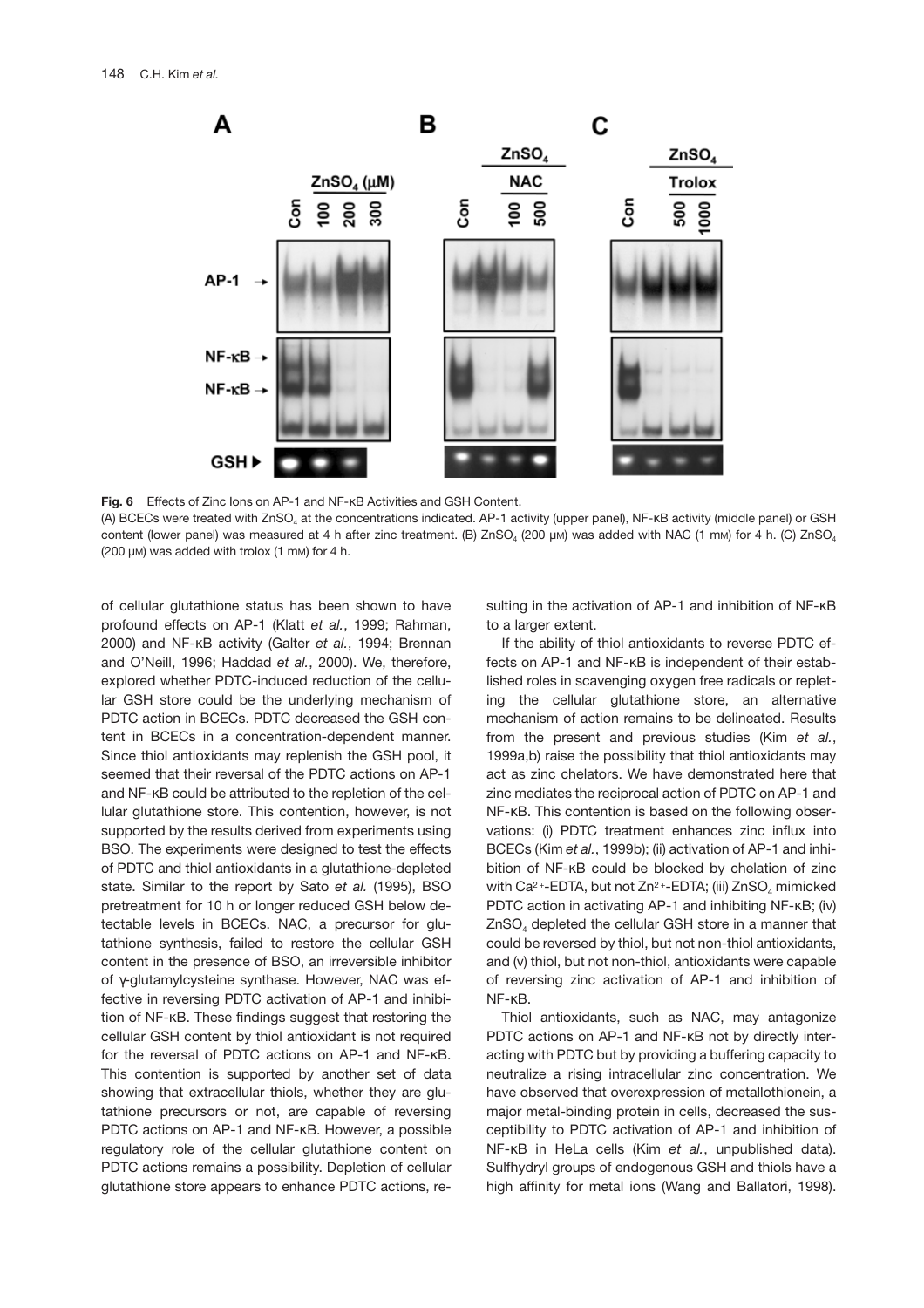**Fig. 6** Effects of Zinc Ions on AP-1 and NF-κB Activities and GSH Content.

(A) BCECs were treated with $ZnSO_4$ at the concentrations indicated. AP-1 activity (upper panel), NF-κB activity (middle panel) or GSH content (lower panel) was measured at 4 h after zinc treatment. (B) $ZnSO_4$ (200 μM) was added with NAC (1 mM) for 4 h. (C) $ZnSO_4$ (200 μM) was added with trolox (1 mM) for 4 h.

of cellular glutathione status has been shown to have profound effects on AP-1 (Klatt *et al.*, 1999; Rahman, 2000) and NF-κB activity (Galter *et al.*, 1994; Brennan and O'Neill, 1996; Haddad *et al.*, 2000). We, therefore, explored whether PDTC-induced reduction of the cellular GSH store could be the underlying mechanism of PDTC action in BCECs. PDTC decreased the GSH content in BCECs in a concentration-dependent manner. Since thiol antioxidants may replenish the GSH pool, it seemed that their reversal of the PDTC actions on AP-1 and NF-κB could be attributed to the repletion of the cellular glutathione store. This contention, however, is not supported by the results derived from experiments using BSO. The experiments were designed to test the effects of PDTC and thiol antioxidants in a glutathione-depleted state. Similar to the report by Sato *et al.* (1995), BSO pretreatment for 10 h or longer reduced GSH below detectable levels in BCECs. NAC, a precursor for glutathione synthesis, failed to restore the cellular GSH content in the presence of BSO, an irreversible inhibitor of γ-glutamylcysteine synthase. However, NAC was effective in reversing PDTC activation of AP-1 and inhibition of NF-κB. These findings suggest that restoring the cellular GSH content by thiol antioxidant is not required for the reversal of PDTC actions on AP-1 and NF-κB. This contention is supported by another set of data showing that extracellular thiols, whether they are glutathione precursors or not, are capable of reversing PDTC actions on AP-1 and NF-κB. However, a possible regulatory role of the cellular glutathione content on PDTC actions remains a possibility. Depletion of cellular glutathione store appears to enhance PDTC actions, resulting in the activation of AP-1 and inhibition of NF-κB to a larger extent.

If the ability of thiol antioxidants to reverse PDTC effects on AP-1 and NF-κB is independent of their established roles in scavenging oxygen free radicals or repleting the cellular glutathione store, an alternative mechanism of action remains to be delineated. Results from the present and previous studies (Kim *et al.*, 1999a,b) raise the possibility that thiol antioxidants may act as zinc chelators. We have demonstrated here that zinc mediates the reciprocal action of PDTC on AP-1 and NF-κB. This contention is based on the following observations: (i) PDTC treatment enhances zinc influx into BCECs (Kim *et al.*, 1999b); (ii) activation of AP-1 and inhibition of NF-κB could be blocked by chelation of zinc with $Ca^{2+}$-EDTA, but not $Zn^{2+}$-EDTA; (iii) $ZnSO_4$ mimicked PDTC action in activating AP-1 and inhibiting NF-κB; (iv) $ZnSO_4$ depleted the cellular GSH store in a manner that could be reversed by thiol, but not non-thiol antioxidants, and (v) thiol, but not non-thiol, antioxidants were capable of reversing zinc activation of AP-1 and inhibition of NF-κB.

Thiol antioxidants, such as NAC, may antagonize PDTC actions on AP-1 and NF-κB not by directly interacting with PDTC but by providing a buffering capacity to neutralize a rising intracellular zinc concentration. We have observed that overexpression of metallothionein, a major metal-binding protein in cells, decreased the susceptibility to PDTC activation of AP-1 and inhibition of NF-κB in HeLa cells (Kim *et al.*, unpublished data). Sulfhydryl groups of endogenous GSH and thiols have a high affinity for metal ions (Wang and Ballatori, 1998).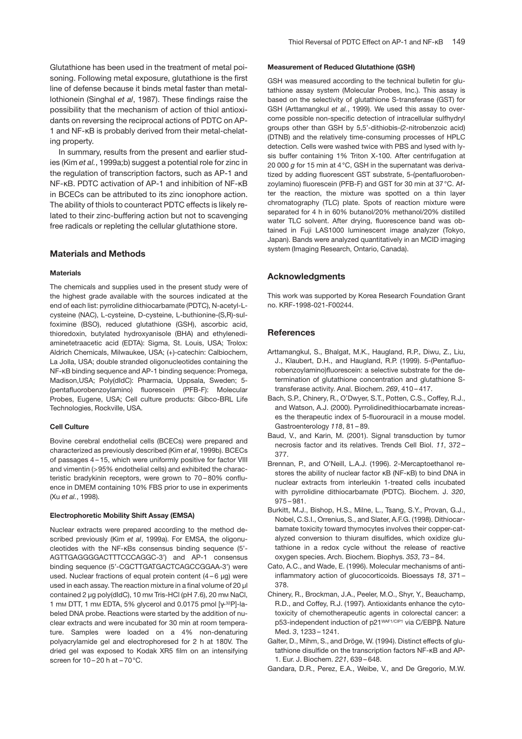Glutathione has been used in the treatment of metal poisoning. Following metal exposure, glutathione is the first line of defense because it binds metal faster than metallothionein (Singhal *et al*, 1987). These findings raise the possibility that the mechanism of action of thiol antioxidants on reversing the reciprocal actions of PDTC on AP-1 and NF-κB is probably derived from their metal-chelating property.

In summary, results from the present and earlier studies (Kim *et al.*, 1999a;b) suggest a potential role for zinc in the regulation of transcription factors, such as AP-1 and NF-κB. PDTC activation of AP-1 and inhibition of NF-κB in BCECs can be attributed to its zinc ionophore action. The ability of thiols to counteract PDTC effects is likely related to their zinc-buffering action but not to scavenging free radicals or repleting the cellular glutathione store.

## Materials and Methods

### Materials

The chemicals and supplies used in the present study were of the highest grade available with the sources indicated at the end of each list: pyrrolidine dithiocarbamate (PDTC), N-acetyl-L-cysteine (NAC), L-cysteine, D-cysteine, L-buthionine-(S,R)-sulfoximine (BSO), reduced glutathione (GSH), ascorbic acid, thioredoxin, butylated hydroxyanisole (BHA) and ethylenediaminetetraacetic acid (EDTA): Sigma, St. Louis, USA; Trolox: Aldrich Chemicals, Milwaukee, USA; (+)-catechin: Calbiochem, La Jolla, USA; double stranded oligonucleotides containing the NF-κB binding sequence and AP-1 binding sequence: Promega, Madison,USA; Poly(dIdC): Pharmacia, Uppsala, Sweden; 5-(pentafluorobenzoylamino) fluorescein (PFB-F): Molecular Probes, Eugene, USA; Cell culture products: Gibco-BRL Life Technologies, Rockville, USA.

### Cell Culture

Bovine cerebral endothelial cells (BCECs) were prepared and characterized as previously described (Kim *et al*, 1999b). BCECs of passages 4–15, which were uniformly positive for factor VIII and vimentin (>95% endothelial cells) and exhibited the characteristic bradykinin receptors, were grown to 70–80% confluence in DMEM containing 10% FBS prior to use in experiments (Xu *et al.*, 1998).

### Electrophoretic Mobility Shift Assay (EMSA)

Nuclear extracts were prepared according to the method described previously (Kim *et al*, 1999a). For EMSA, the oligonucleotides with the NF-κBs consensus binding sequence (5'-AGTTGAGGGGACTTTCCCAGGC-3') and AP-1 consensus binding sequence (5'-CGCTTGATGACTCAGCCGGAA-3') were used. Nuclear fractions of equal protein content (4–6 μg) were used in each assay. The reaction mixture in a final volume of 20 μl contained 2 μg poly(dIdC), 10 mM Tris-HCl (pH 7.6), 20 mM NaCl, 1 mM DTT, 1 mM EDTA, 5% glycerol and 0.0175 pmol [$\gamma$-$^{32}$P]-labeled DNA probe. Reactions were started by the addition of nuclear extracts and were incubated for 30 min at room temperature. Samples were loaded on a 4% non-denaturing polyacrylamide gel and electrophoresed for 2 h at 180V. The dried gel was exposed to Kodak XR5 film on an intensifying screen for 10–20 h at –70 °C.

### Measurement of Reduced Glutathione (GSH)

GSH was measured according to the technical bulletin for glutathione assay system (Molecular Probes, Inc.). This assay is based on the selectivity of glutathione S-transferase (GST) for GSH (Arttamangkul *et al.*, 1999). We used this assay to overcome possible non-specific detection of intracellular sulfhydryl groups other than GSH by 5,5'-dithiobis-(2-nitrobenzoic acid) (DTNB) and the relatively time-consuming processes of HPLC detection. Cells were washed twice with PBS and lysed with lysis buffer containing 1% Triton X-100. After centrifugation at 20 000 *g* for 15 min at 4 °C, GSH in the supernatant was derivatized by adding fluorescent GST substrate, 5-(pentafluorobenzoylamino) fluorescein (PFB-F) and GST for 30 min at 37 °C. After the reaction, the mixture was spotted on a thin layer chromatography (TLC) plate. Spots of reaction mixture were separated for 4 h in 60% butanol/20% methanol/20% distilled water TLC solvent. After drying, fluorescence band was obtained in Fuji LAS1000 luminescent image analyzer (Tokyo, Japan). Bands were analyzed quantitatively in an MCID imaging system (Imaging Research, Ontario, Canada).

## Acknowledgments

This work was supported by Korea Research Foundation Grant no. KRF-1998-021-F00244.

## References

Arttamangkul, S., Bhalgat, M.K., Haugland, R.P., Diwu, Z., Liu, J., Klaubert, D.H., and Haugland, R.P. (1999). 5-(Pentafluorobenzoylamino)fluorescein: a selective substrate for the determination of glutathione concentration and glutathione S-transferase activity. Anal. Biochem. *269*, 410–417.

Bach, S.P., Chinery, R., O'Dwyer, S.T., Potten, C.S., Coffey, R.J., and Watson, A.J. (2000). Pyrrolidinedithiocarbamate increases the therapeutic index of 5-fluorouracil in a mouse model. Gastroenterology *118*, 81–89.

Baud, V., and Karin, M. (2001). Signal transduction by tumor necrosis factor and its relatives. Trends Cell Biol. *11*, 372–377.

Brennan, P., and O'Neill, L.A.J. (1996). 2-Mercaptoethanol restores the ability of nuclear factor κB (NF-κB) to bind DNA in nuclear extracts from interleukin 1-treated cells incubated with pyrrolidine dithiocarbamate (PDTC). Biochem. J. *320*, 975–981.

Burkitt, M.J., Bishop, H.S., Milne, L., Tsang, S.Y., Provan, G.J., Nobel, C.S.I., Orrenius, S., and Slater, A.F.G. (1998). Dithiocarbamate toxicity toward thymocytes involves their copper-catalyzed conversion to thiuram disulfides, which oxidize glutathione in a redox cycle without the release of reactive oxygen species. Arch. Biochem. Biophys. *353*, 73–84.

Cato, A.C., and Wade, E. (1996). Molecular mechanisms of anti-inflammatory action of glucocorticoids. Bioessays *18*, 371–378.

Chinery, R., Brockman, J.A., Peeler, M.O., Shyr, Y., Beauchamp, R.D., and Coffey, R.J. (1997). Antioxidants enhance the cytotoxicity of chemotherapeutic agents in colorectal cancer: a p53-independent induction of p21$^{WAF1/CIP1}$ via C/EBPβ. Nature Med. *3*, 1233–1241.

Galter, D., Mihm, S., and Dröge, W. (1994). Distinct effects of glutathione disulfide on the transcription factors NF-κB and AP-1. Eur. J. Biochem. *221*, 639–648.

Gandara, D.R., Perez, E.A., Weibe, V., and De Gregorio, M.W.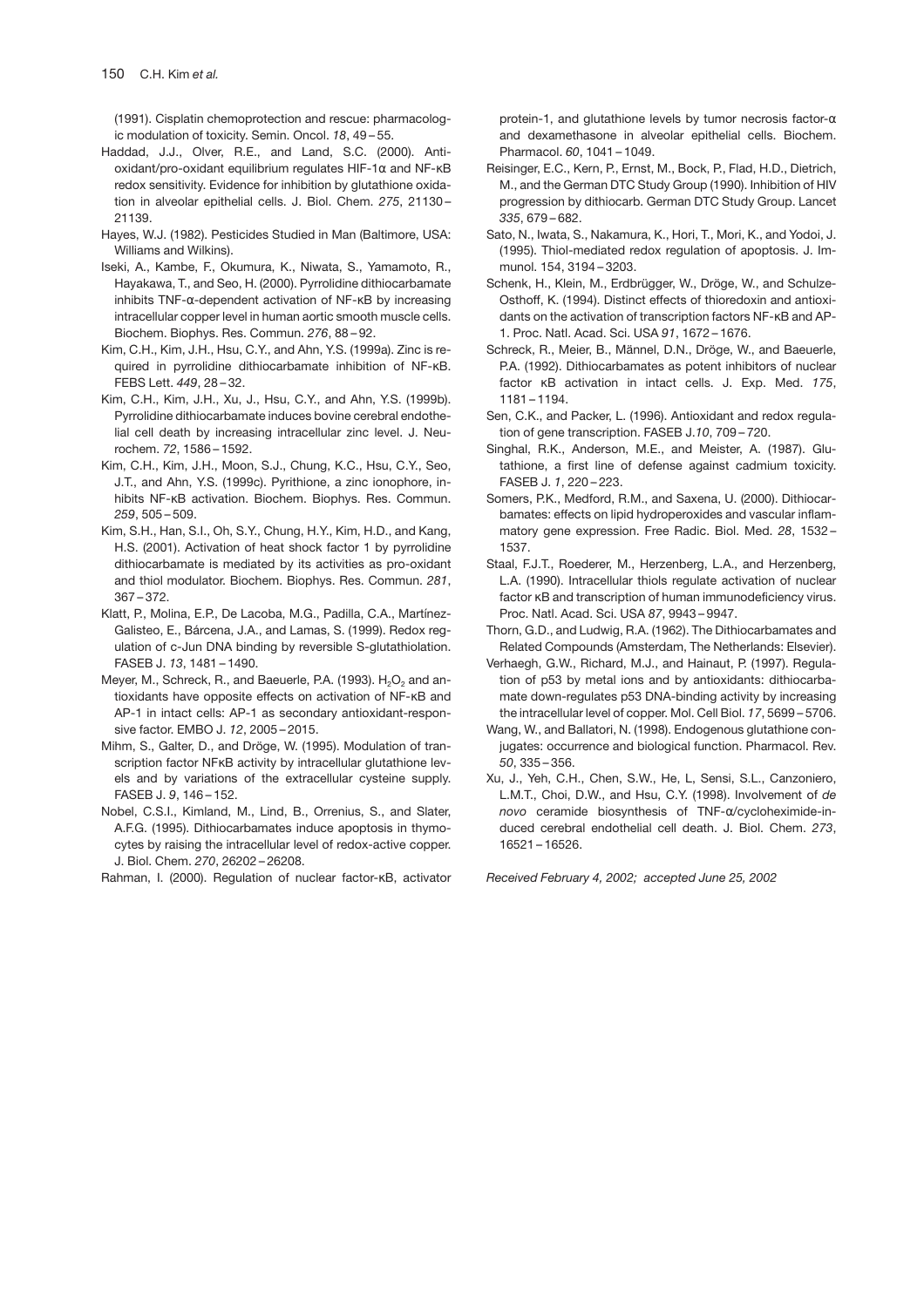(1991). Cisplatin chemoprotection and rescue: pharmacologic modulation of toxicity. Semin. Oncol. *18*, 49–55.

Haddad, J.J., Olver, R.E., and Land, S.C. (2000). Antioxidant/pro-oxidant equilibrium regulates HIF-1α and NF-κB redox sensitivity. Evidence for inhibition by glutathione oxidation in alveolar epithelial cells. J. Biol. Chem. *275*, 21130–21139.

Hayes, W.J. (1982). Pesticides Studied in Man (Baltimore, USA: Williams and Wilkins).

Iseki, A., Kambe, F., Okumura, K., Niwata, S., Yamamoto, R., Hayakawa, T., and Seo, H. (2000). Pyrrolidine dithiocarbamate inhibits TNF-α-dependent activation of NF-κB by increasing intracellular copper level in human aortic smooth muscle cells. Biochem. Biophys. Res. Commun. *276*, 88–92.

Kim, C.H., Kim, J.H., Hsu, C.Y., and Ahn, Y.S. (1999a). Zinc is required in pyrrolidine dithiocarbamate inhibition of NF-κB. FEBS Lett. *449*, 28–32.

Kim, C.H., Kim, J.H., Xu, J., Hsu, C.Y., and Ahn, Y.S. (1999b). Pyrrolidine dithiocarbamate induces bovine cerebral endothelial cell death by increasing intracellular zinc level. J. Neurochem. *72*, 1586–1592.

Kim, C.H., Kim, J.H., Moon, S.J., Chung, K.C., Hsu, C.Y., Seo, J.T., and Ahn, Y.S. (1999c). Pyrithione, a zinc ionophore, inhibits NF-κB activation. Biochem. Biophys. Res. Commun. *259*, 505–509.

Kim, S.H., Han, S.I., Oh, S.Y., Chung, H.Y., Kim, H.D., and Kang, H.S. (2001). Activation of heat shock factor 1 by pyrrolidine dithiocarbamate is mediated by its activities as pro-oxidant and thiol modulator. Biochem. Biophys. Res. Commun. *281*, 367–372.

Klatt, P., Molina, E.P., De Lacoba, M.G., Padilla, C.A., Martínez-Galisteo, E., Bárcena, J.A., and Lamas, S. (1999). Redox regulation of c-Jun DNA binding by reversible S-glutathiolation. FASEB J. *13*, 1481–1490.

Meyer, M., Schreck, R., and Baeuerle, P.A. (1993). $H_2O_2$ and antioxidants have opposite effects on activation of NF-κB and AP-1 in intact cells: AP-1 as secondary antioxidant-responsive factor. EMBO J. *12*, 2005–2015.

Mihm, S., Galter, D., and Dröge, W. (1995). Modulation of transcription factor NFκB activity by intracellular glutathione levels and by variations of the extracellular cysteine supply. FASEB J. *9*, 146–152.

Nobel, C.S.I., Kimland, M., Lind, B., Orrenius, S., and Slater, A.F.G. (1995). Dithiocarbamates induce apoptosis in thymocytes by raising the intracellular level of redox-active copper. J. Biol. Chem. *270*, 26202–26208.

Rahman, I. (2000). Regulation of nuclear factor-κB, activator protein-1, and glutathione levels by tumor necrosis factor-α and dexamethasone in alveolar epithelial cells. Biochem. Pharmacol. *60*, 1041–1049.

Reisinger, E.C., Kern, P., Ernst, M., Bock, P., Flad, H.D., Dietrich, M., and the German DTC Study Group (1990). Inhibition of HIV progression by dithiocarb. German DTC Study Group. Lancet *335*, 679–682.

Sato, N., Iwata, S., Nakamura, K., Hori, T., Mori, K., and Yodoi, J. (1995). Thiol-mediated redox regulation of apoptosis. J. Immunol. 154, 3194–3203.

Schenk, H., Klein, M., Erdbrügger, W., Dröge, W., and Schulze-Osthoff, K. (1994). Distinct effects of thioredoxin and antioxidants on the activation of transcription factors NF-κB and AP-1. Proc. Natl. Acad. Sci. USA *91*, 1672–1676.

Schreck, R., Meier, B., Männel, D.N., Dröge, W., and Baeuerle, P.A. (1992). Dithiocarbamates as potent inhibitors of nuclear factor κB activation in intact cells. J. Exp. Med. *175*, 1181–1194.

Sen, C.K., and Packer, L. (1996). Antioxidant and redox regulation of gene transcription. FASEB J.*10*, 709–720.

Singhal, R.K., Anderson, M.E., and Meister, A. (1987). Glutathione, a first line of defense against cadmium toxicity. FASEB J. *1*, 220–223.

Somers, P.K., Medford, R.M., and Saxena, U. (2000). Dithiocarbamates: effects on lipid hydroperoxides and vascular inflammatory gene expression. Free Radic. Biol. Med. *28*, 1532–1537.

Staal, F.J.T., Roederer, M., Herzenberg, L.A., and Herzenberg, L.A. (1990). Intracellular thiols regulate activation of nuclear factor κB and transcription of human immunodeficiency virus. Proc. Natl. Acad. Sci. USA *87*, 9943–9947.

Thorn, G.D., and Ludwig, R.A. (1962). The Dithiocarbamates and Related Compounds (Amsterdam, The Netherlands: Elsevier).

Verhaegh, G.W., Richard, M.J., and Hainaut, P. (1997). Regulation of p53 by metal ions and by antioxidants: dithiocarbamate down-regulates p53 DNA-binding activity by increasing the intracellular level of copper. Mol. Cell Biol. *17*, 5699–5706.

Wang, W., and Ballatori, N. (1998). Endogenous glutathione conjugates: occurrence and biological function. Pharmacol. Rev. *50*, 335–356.

Xu, J., Yeh, C.H., Chen, S.W., He, L, Sensi, S.L., Canzoniero, L.M.T., Choi, D.W., and Hsu, C.Y. (1998). Involvement of *de novo* ceramide biosynthesis of TNF-α/cycloheximide-induced cerebral endothelial cell death. J. Biol. Chem. *273*, 16521–16526.

*Received February 4, 2002; accepted June 25, 2002*